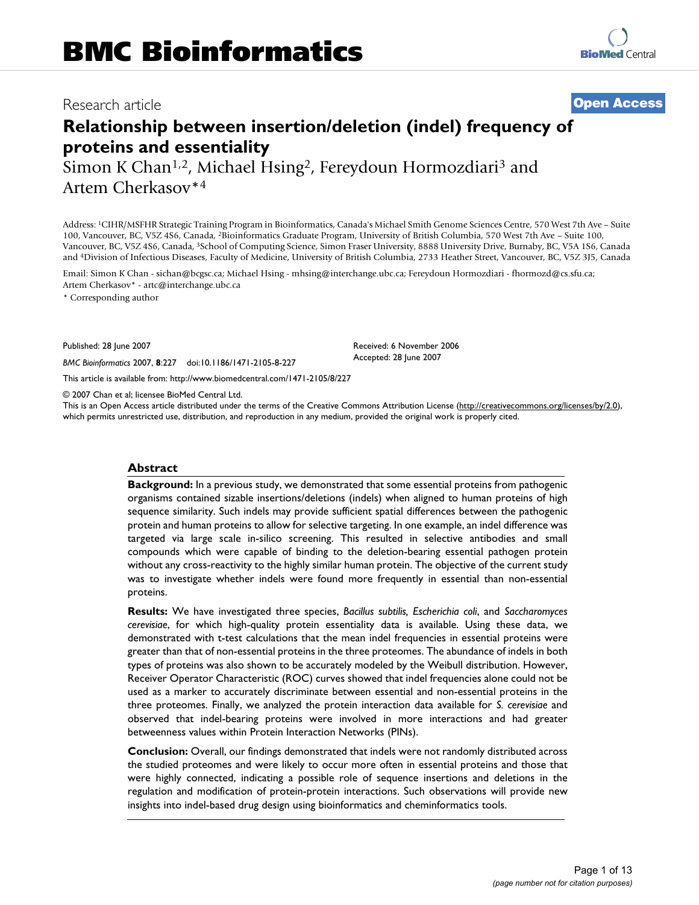# BMC Bioinformatics

Research article

**Open Access**

## Relationship between insertion/deletion (indel) frequency of proteins and essentiality

Simon K Chan[1,2], Michael Hsing[2], Fereydoun Hormozdiari[3] and Artem Cherkasov*[4]

Address: [1]CIHR/MSFHR Strategic Training Program in Bioinformatics, Canada's Michael Smith Genome Sciences Centre, 570 West 7th Ave – Suite 100, Vancouver, BC, V5Z 4S6, Canada, [2]Bioinformatics Graduate Program, University of British Columbia, 570 West 7th Ave – Suite 100, Vancouver, BC, V5Z 4S6, Canada, [3]School of Computing Science, Simon Fraser University, 8888 University Drive, Burnaby, BC, V5A 1S6, Canada and [4]Division of Infectious Diseases, Faculty of Medicine, University of British Columbia, 2733 Heather Street, Vancouver, BC, V5Z 3J5, Canada

Email: Simon K Chan - sichan@bcgsc.ca; Michael Hsing - mhsing@interchange.ubc.ca; Fereydoun Hormozdiari - fhormozd@cs.sfu.ca; Artem Cherkasov* - artc@interchange.ubc.ca

\* Corresponding author

Published: 28 June 2007

*BMC Bioinformatics* 2007, **8**:227 doi:10.1186/1471-2105-8-227

Received: 6 November 2006
Accepted: 28 June 2007

This article is available from: http://www.biomedcentral.com/1471-2105/8/227

© 2007 Chan et al; licensee BioMed Central Ltd.
This is an Open Access article distributed under the terms of the Creative Commons Attribution License (http://creativecommons.org/licenses/by/2.0), which permits unrestricted use, distribution, and reproduction in any medium, provided the original work is properly cited.

### Abstract

**Background:** In a previous study, we demonstrated that some essential proteins from pathogenic organisms contained sizable insertions/deletions (indels) when aligned to human proteins of high sequence similarity. Such indels may provide sufficient spatial differences between the pathogenic protein and human proteins to allow for selective targeting. In one example, an indel difference was targeted via large scale in-silico screening. This resulted in selective antibodies and small compounds which were capable of binding to the deletion-bearing essential pathogen protein without any cross-reactivity to the highly similar human protein. The objective of the current study was to investigate whether indels were found more frequently in essential than non-essential proteins.

**Results:** We have investigated three species, *Bacillus subtilis, Escherichia coli*, and *Saccharomyces cerevisiae*, for which high-quality protein essentiality data is available. Using these data, we demonstrated with t-test calculations that the mean indel frequencies in essential proteins were greater than that of non-essential proteins in the three proteomes. The abundance of indels in both types of proteins was also shown to be accurately modeled by the Weibull distribution. However, Receiver Operator Characteristic (ROC) curves showed that indel frequencies alone could not be used as a marker to accurately discriminate between essential and non-essential proteins in the three proteomes. Finally, we analyzed the protein interaction data available for *S. cerevisiae* and observed that indel-bearing proteins were involved in more interactions and had greater betweenness values within Protein Interaction Networks (PINs).

**Conclusion:** Overall, our findings demonstrated that indels were not randomly distributed across the studied proteomes and were likely to occur more often in essential proteins and those that were highly connected, indicating a possible role of sequence insertions and deletions in the regulation and modification of protein-protein interactions. Such observations will provide new insights into indel-based drug design using bioinformatics and cheminformatics tools.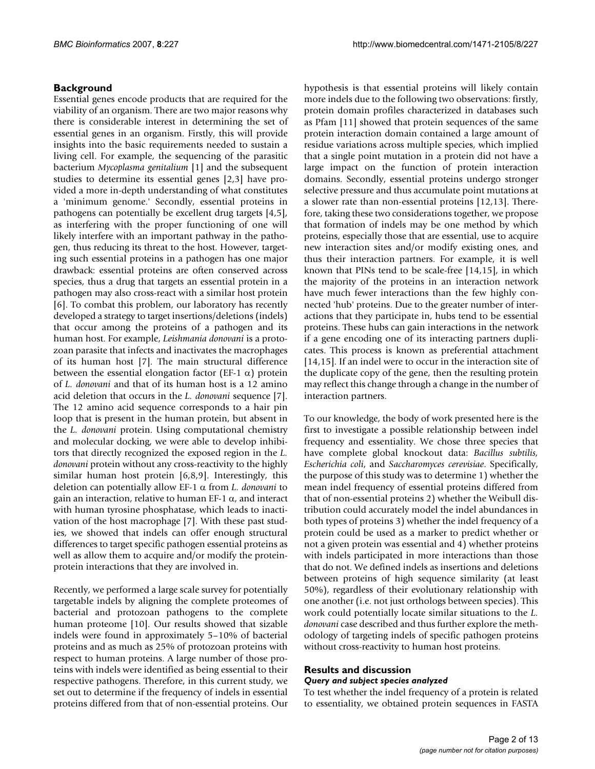## Background

Essential genes encode products that are required for the viability of an organism. There are two major reasons why there is considerable interest in determining the set of essential genes in an organism. Firstly, this will provide insights into the basic requirements needed to sustain a living cell. For example, the sequencing of the parasitic bacterium *Mycoplasma genitalium* [1] and the subsequent studies to determine its essential genes [2,3] have provided a more in-depth understanding of what constitutes a 'minimum genome.' Secondly, essential proteins in pathogens can potentially be excellent drug targets [4,5], as interfering with the proper functioning of one will likely interfere with an important pathway in the pathogen, thus reducing its threat to the host. However, targeting such essential proteins in a pathogen has one major drawback: essential proteins are often conserved across species, thus a drug that targets an essential protein in a pathogen may also cross-react with a similar host protein [6]. To combat this problem, our laboratory has recently developed a strategy to target insertions/deletions (indels) that occur among the proteins of a pathogen and its human host. For example, *Leishmania donovani* is a protozoan parasite that infects and inactivates the macrophages of its human host [7]. The main structural difference between the essential elongation factor (EF-1 $\alpha$) protein of *L. donovani* and that of its human host is a 12 amino acid deletion that occurs in the *L. donovani* sequence [7]. The 12 amino acid sequence corresponds to a hair pin loop that is present in the human protein, but absent in the *L. donovani* protein. Using computational chemistry and molecular docking, we were able to develop inhibitors that directly recognized the exposed region in the *L. donovani* protein without any cross-reactivity to the highly similar human host protein [6,8,9]. Interestingly, this deletion can potentially allow EF-1 $\alpha$ from *L. donovani* to gain an interaction, relative to human EF-1 $\alpha$, and interact with human tyrosine phosphatase, which leads to inactivation of the host macrophage [7]. With these past studies, we showed that indels can offer enough structural differences to target specific pathogen essential proteins as well as allow them to acquire and/or modify the protein-protein interactions that they are involved in.

Recently, we performed a large scale survey for potentially targetable indels by aligning the complete proteomes of bacterial and protozoan pathogens to the complete human proteome [10]. Our results showed that sizable indels were found in approximately 5–10% of bacterial proteins and as much as 25% of protozoan proteins with respect to human proteins. A large number of those proteins with indels were identified as being essential to their respective pathogens. Therefore, in this current study, we set out to determine if the frequency of indels in essential proteins differed from that of non-essential proteins. Our hypothesis is that essential proteins will likely contain more indels due to the following two observations: firstly, protein domain profiles characterized in databases such as Pfam [11] showed that protein sequences of the same protein interaction domain contained a large amount of residue variations across multiple species, which implied that a single point mutation in a protein did not have a large impact on the function of protein interaction domains. Secondly, essential proteins undergo stronger selective pressure and thus accumulate point mutations at a slower rate than non-essential proteins [12,13]. Therefore, taking these two considerations together, we propose that formation of indels may be one method by which proteins, especially those that are essential, use to acquire new interaction sites and/or modify existing ones, and thus their interaction partners. For example, it is well known that PINs tend to be scale-free [14,15], in which the majority of the proteins in an interaction network have much fewer interactions than the few highly connected 'hub' proteins. Due to the greater number of interactions that they participate in, hubs tend to be essential proteins. These hubs can gain interactions in the network if a gene encoding one of its interacting partners duplicates. This process is known as preferential attachment [14,15]. If an indel were to occur in the interaction site of the duplicate copy of the gene, then the resulting protein may reflect this change through a change in the number of interaction partners.

To our knowledge, the body of work presented here is the first to investigate a possible relationship between indel frequency and essentiality. We chose three species that have complete global knockout data: *Bacillus subtilis, Escherichia coli*, and *Saccharomyces cerevisiae*. Specifically, the purpose of this study was to determine 1) whether the mean indel frequency of essential proteins differed from that of non-essential proteins 2) whether the Weibull distribution could accurately model the indel abundances in both types of proteins 3) whether the indel frequency of a protein could be used as a marker to predict whether or not a given protein was essential and 4) whether proteins with indels participated in more interactions than those that do not. We defined indels as insertions and deletions between proteins of high sequence similarity (at least 50%), regardless of their evolutionary relationship with one another (i.e. not just orthologs between species). This work could potentially locate similar situations to the *L. donovani* case described and thus further explore the methodology of targeting indels of specific pathogen proteins without cross-reactivity to human host proteins.

## Results and discussion

### *Query and subject species analyzed*

To test whether the indel frequency of a protein is related to essentiality, we obtained protein sequences in FASTA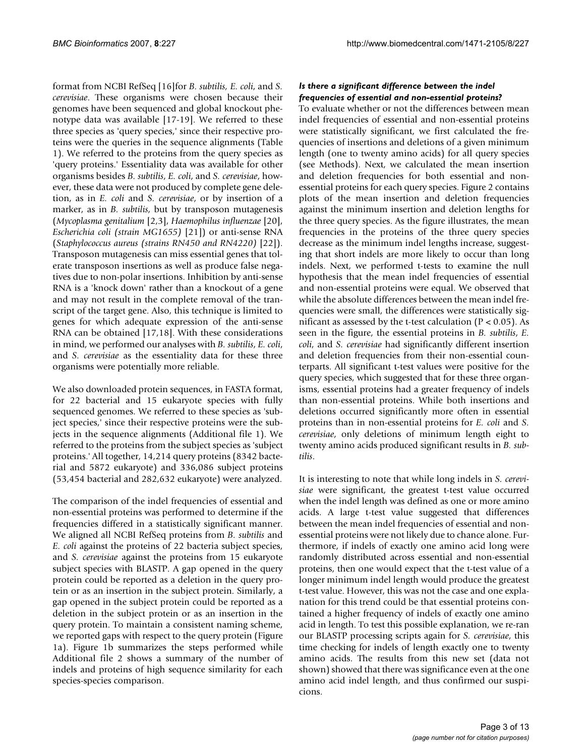format from NCBI RefSeq [16]for *B. subtilis*, *E. coli*, and *S. cerevisiae*. These organisms were chosen because their genomes have been sequenced and global knockout phenotype data was available [17-19]. We referred to these three species as 'query species,' since their respective proteins were the queries in the sequence alignments (Table 1). We referred to the proteins from the query species as 'query proteins.' Essentiality data was available for other organisms besides *B. subtilis*, *E. coli*, and *S. cerevisiae*, however, these data were not produced by complete gene deletion, as in *E. coli* and *S. cerevisiae*, or by insertion of a marker, as in *B. subtilis*, but by transposon mutagenesis (*Mycoplasma genitalium* [2,3], *Haemophilus influenzae* [20], *Escherichia coli (strain MG1655)* [21]) or anti-sense RNA (*Staphylococcus aureus (strains RN450 and RN4220)* [22]). Transposon mutagenesis can miss essential genes that tolerate transposon insertions as well as produce false negatives due to non-polar insertions. Inhibition by anti-sense RNA is a 'knock down' rather than a knockout of a gene and may not result in the complete removal of the transcript of the target gene. Also, this technique is limited to genes for which adequate expression of the anti-sense RNA can be obtained [17,18]. With these considerations in mind, we performed our analyses with *B. subtilis*, *E. coli*, and *S. cerevisiae* as the essentiality data for these three organisms were potentially more reliable.

We also downloaded protein sequences, in FASTA format, for 22 bacterial and 15 eukaryote species with fully sequenced genomes. We referred to these species as 'subject species,' since their respective proteins were the subjects in the sequence alignments (Additional file 1). We referred to the proteins from the subject species as 'subject proteins.' All together, 14,214 query proteins (8342 bacterial and 5872 eukaryote) and 336,086 subject proteins (53,454 bacterial and 282,632 eukaryote) were analyzed.

The comparison of the indel frequencies of essential and non-essential proteins was performed to determine if the frequencies differed in a statistically significant manner. We aligned all NCBI RefSeq proteins from *B. subtilis* and *E. coli* against the proteins of 22 bacteria subject species, and *S. cerevisiae* against the proteins from 15 eukaryote subject species with BLASTP. A gap opened in the query protein could be reported as a deletion in the query protein or as an insertion in the subject protein. Similarly, a gap opened in the subject protein could be reported as a deletion in the subject protein or as an insertion in the query protein. To maintain a consistent naming scheme, we reported gaps with respect to the query protein (Figure 1a). Figure 1b summarizes the steps performed while Additional file 2 shows a summary of the number of indels and proteins of high sequence similarity for each species-species comparison.

### *Is there a significant difference between the indel frequencies of essential and non-essential proteins?*

To evaluate whether or not the differences between mean indel frequencies of essential and non-essential proteins were statistically significant, we first calculated the frequencies of insertions and deletions of a given minimum length (one to twenty amino acids) for all query species (see Methods). Next, we calculated the mean insertion and deletion frequencies for both essential and non-essential proteins for each query species. Figure 2 contains plots of the mean insertion and deletion frequencies against the minimum insertion and deletion lengths for the three query species. As the figure illustrates, the mean frequencies in the proteins of the three query species decrease as the minimum indel lengths increase, suggesting that short indels are more likely to occur than long indels. Next, we performed t-tests to examine the null hypothesis that the mean indel frequencies of essential and non-essential proteins were equal. We observed that while the absolute differences between the mean indel frequencies were small, the differences were statistically significant as assessed by the t-test calculation ($P < 0.05$). As seen in the figure, the essential proteins in *B. subtilis*, *E. coli*, and *S. cerevisiae* had significantly different insertion and deletion frequencies from their non-essential counterparts. All significant t-test values were positive for the query species, which suggested that for these three organisms, essential proteins had a greater frequency of indels than non-essential proteins. While both insertions and deletions occurred significantly more often in essential proteins than in non-essential proteins for *E. coli* and *S. cerevisiae*, only deletions of minimum length eight to twenty amino acids produced significant results in *B. subtilis*.

It is interesting to note that while long indels in *S. cerevisiae* were significant, the greatest t-test value occurred when the indel length was defined as one or more amino acids. A large t-test value suggested that differences between the mean indel frequencies of essential and non-essential proteins were not likely due to chance alone. Furthermore, if indels of exactly one amino acid long were randomly distributed across essential and non-essential proteins, then one would expect that the t-test value of a longer minimum indel length would produce the greatest t-test value. However, this was not the case and one explanation for this trend could be that essential proteins contained a higher frequency of indels of exactly one amino acid in length. To test this possible explanation, we re-ran our BLASTP processing scripts again for *S. cerevisiae*, this time checking for indels of length exactly one to twenty amino acids. The results from this new set (data not shown) showed that there was significance even at the one amino acid indel length, and thus confirmed our suspicions.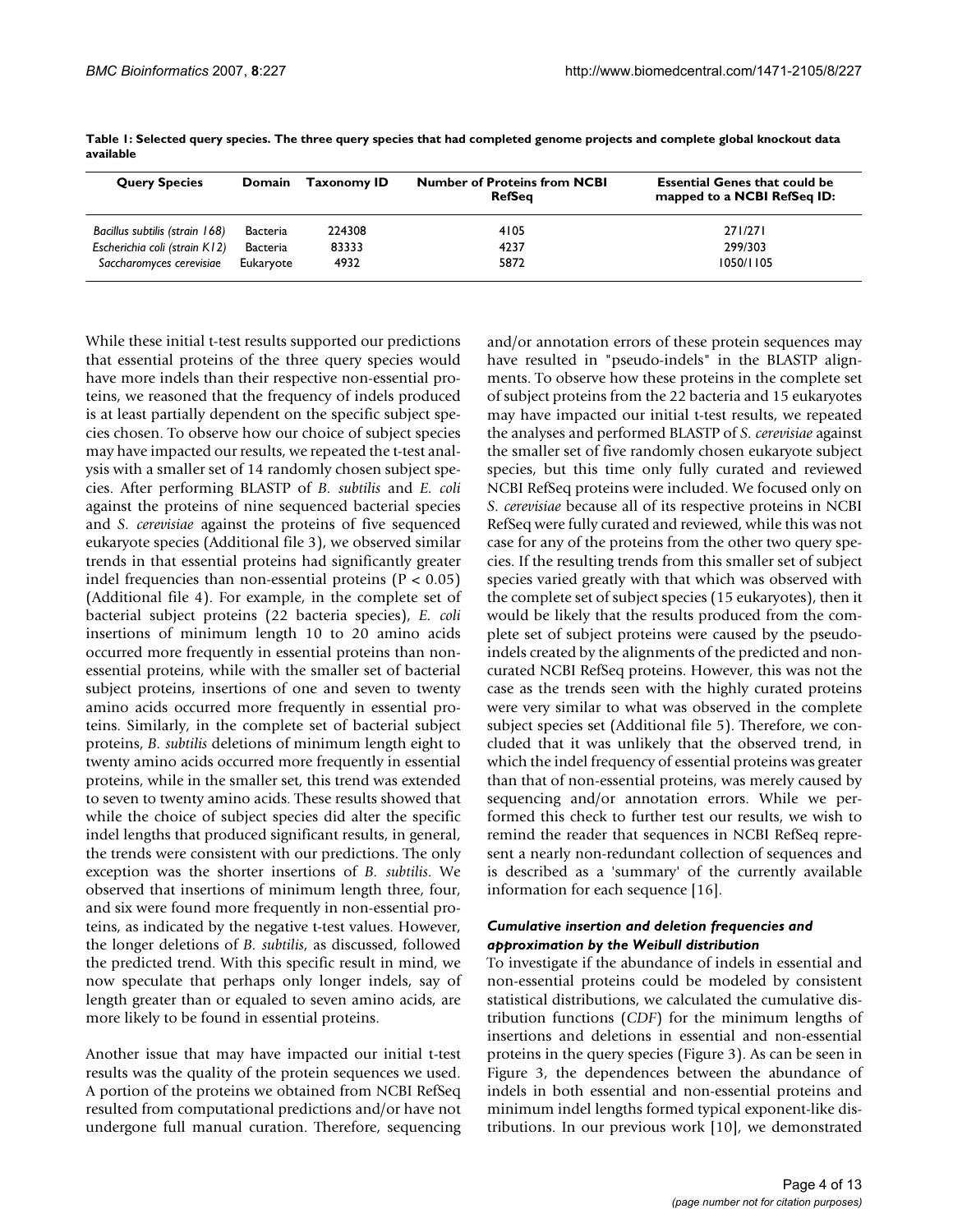**Table 1: Selected query species. The three query species that had completed genome projects and complete global knockout data available**

| Query Species | Domain | Taxonomy ID | Number of Proteins from NCBI RefSeq | Essential Genes that could be mapped to a NCBI RefSeq ID: |
|---|---|---|---|---|
| *Bacillus subtilis (strain 168)* | Bacteria | 224308 | 4105 | 271/271 |
| *Escherichia coli (strain K12)* | Bacteria | 83333 | 4237 | 299/303 |
| *Saccharomyces cerevisiae* | Eukaryote | 4932 | 5872 | 1050/1105 |

While these initial t-test results supported our predictions that essential proteins of the three query species would have more indels than their respective non-essential proteins, we reasoned that the frequency of indels produced is at least partially dependent on the specific subject species chosen. To observe how our choice of subject species may have impacted our results, we repeated the t-test analysis with a smaller set of 14 randomly chosen subject species. After performing BLASTP of *B. subtilis* and *E. coli* against the proteins of nine sequenced bacterial species and *S. cerevisiae* against the proteins of five sequenced eukaryote species (Additional file 3), we observed similar trends in that essential proteins had significantly greater indel frequencies than non-essential proteins ($P < 0.05$) (Additional file 4). For example, in the complete set of bacterial subject proteins (22 bacteria species), *E. coli* insertions of minimum length 10 to 20 amino acids occurred more frequently in essential proteins than non-essential proteins, while with the smaller set of bacterial subject proteins, insertions of one and seven to twenty amino acids occurred more frequently in essential proteins. Similarly, in the complete set of bacterial subject proteins, *B. subtilis* deletions of minimum length eight to twenty amino acids occurred more frequently in essential proteins, while in the smaller set, this trend was extended to seven to twenty amino acids. These results showed that while the choice of subject species did alter the specific indel lengths that produced significant results, in general, the trends were consistent with our predictions. The only exception was the shorter insertions of *B. subtilis*. We observed that insertions of minimum length three, four, and six were found more frequently in non-essential proteins, as indicated by the negative t-test values. However, the longer deletions of *B. subtilis*, as discussed, followed the predicted trend. With this specific result in mind, we now speculate that perhaps only longer indels, say of length greater than or equaled to seven amino acids, are more likely to be found in essential proteins.

Another issue that may have impacted our initial t-test results was the quality of the protein sequences we used. A portion of the proteins we obtained from NCBI RefSeq resulted from computational predictions and/or have not undergone full manual curation. Therefore, sequencing and/or annotation errors of these protein sequences may have resulted in "pseudo-indels" in the BLASTP alignments. To observe how these proteins in the complete set of subject proteins from the 22 bacteria and 15 eukaryotes may have impacted our initial t-test results, we repeated the analyses and performed BLASTP of *S. cerevisiae* against the smaller set of five randomly chosen eukaryote subject species, but this time only fully curated and reviewed NCBI RefSeq proteins were included. We focused only on *S. cerevisiae* because all of its respective proteins in NCBI RefSeq were fully curated and reviewed, while this was not case for any of the proteins from the other two query species. If the resulting trends from this smaller set of subject species varied greatly with that which was observed with the complete set of subject species (15 eukaryotes), then it would be likely that the results produced from the complete set of subject proteins were caused by the pseudo-indels created by the alignments of the predicted and non-curated NCBI RefSeq proteins. However, this was not the case as the trends seen with the highly curated proteins were very similar to what was observed in the complete subject species set (Additional file 5). Therefore, we concluded that it was unlikely that the observed trend, in which the indel frequency of essential proteins was greater than that of non-essential proteins, was merely caused by sequencing and/or annotation errors. While we performed this check to further test our results, we wish to remind the reader that sequences in NCBI RefSeq represent a nearly non-redundant collection of sequences and is described as a 'summary' of the currently available information for each sequence [16].

### *Cumulative insertion and deletion frequencies and approximation by the Weibull distribution*

To investigate if the abundance of indels in essential and non-essential proteins could be modeled by consistent statistical distributions, we calculated the cumulative distribution functions (*CDF*) for the minimum lengths of insertions and deletions in essential and non-essential proteins in the query species (Figure 3). As can be seen in Figure 3, the dependences between the abundance of indels in both essential and non-essential proteins and minimum indel lengths formed typical exponent-like distributions. In our previous work [10], we demonstrated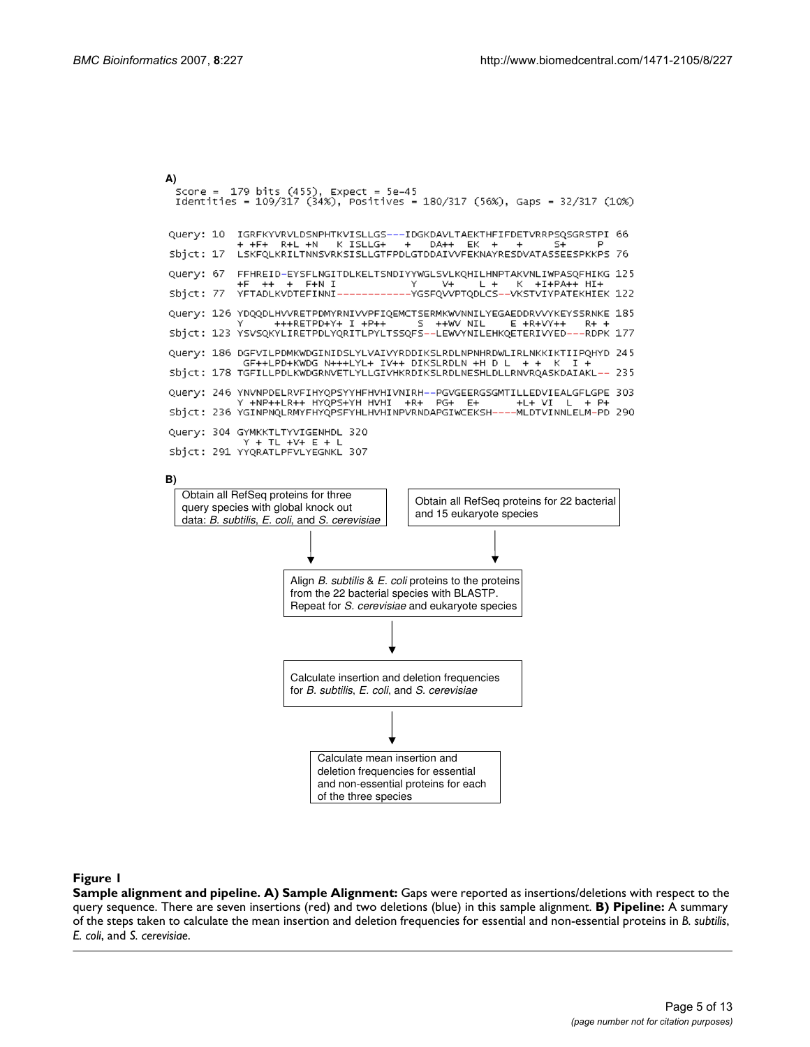A)

```
Score =  179 bits (455), Expect = 5e-45
Identities = 109/317 (34%), Positives = 180/317 (56%), Gaps = 32/317 (10%)

Query: 10   IGRFKYVRVLDSNPHTKVISLLGS---IDGKDAVLTAEKTHFIFDETVRRPSQSGRSTPI  66
             + +F+  R+L +N   K ISLLG+   +   DA++  EK  +    +     S+    P
Sbjct: 17   LSKFQLKRILTNNSVRKSISLLGTFPDLGTDDAIVVFEKNAYRESDVATASSEESPKKPS  76

Query: 67   FFHREID-EYSFLNGITDLKELTSNDIYYWGLSVLKQHILHNPTAKVNLIWPASQFHIKG  125
             +F  ++  +  F+N I            Y   V+    L +   K  +I+PA++ HI+
Sbjct: 77   YFTADLKVDTEFINNI------------YGSFQVVPTQDLCS--VKSTVIYPATEKHIEK  122

Query: 126  YDQQDLHVVRETPDMYRNIVVPFIQEMCTSERMKWVNNILYEGAEDDRVVYKEYSSRNKE  185
             Y      +++RETPD+Y+ I +P++      S  ++WV NIL    E +R+VY++    R+ +
Sbjct: 123  YSVSQKYLIRETPDLYQRITLPYLTSSQFS--LEWVYNILEHKQETERIVYED---RDPK  177

Query: 186  DGFVILPDMKWDGINIDSLYLVAIVYRDDIKSLRDLNPNHRDWLIRLNKKIKTIIPQHYD  245
              GF++LPD+KWDG N+++LYL+ IV++ DIKSLRDLN +H D L  + +  K  I +
Sbjct: 178  TGFILLPDLKWDGRNVETLYLLGIVHKRDIKSLRDLNESHLDLLRNVRQASKDAIAKL--  235

Query: 246  YNVNPDELRVFIHYQPSYYHFHVHIVNIRH--PGVGEERGSGMTILLEDVIEALGFLGPE  303
             Y +NP++LR++ HYQPS+YH HVHI  +R+   PG+  E+       +L+ VI  L  + P+
Sbjct: 236  YGINPNQLRMYFHYQPSFYHLHVHINPVRNDAPGIWCEKSH----MLDTVINNLELM-PD  290

Query: 304  GYMKKTLTYVIGENHDL  320
              Y + TL +V+ E + L
Sbjct: 291  YYQRATLPFVLYEGNKL  307
```

B)

- Obtain all RefSeq proteins for three query species with global knock out data: *B. subtilis*, *E. coli*, and *S. cerevisiae*
- Obtain all RefSeq proteins for 22 bacterial and 15 eukaryote species
- Align *B. subtilis* & *E. coli* proteins to the proteins from the 22 bacterial species with BLASTP. Repeat for *S. cerevisiae* and eukaryote species
- Calculate insertion and deletion frequencies for *B. subtilis*, *E. coli*, and *S. cerevisiae*
- Calculate mean insertion and deletion frequencies for essential and non-essential proteins for each of the three species

**Figure 1**

**Sample alignment and pipeline. A) Sample Alignment:** Gaps were reported as insertions/deletions with respect to the query sequence. There are seven insertions (red) and two deletions (blue) in this sample alignment. **B) Pipeline:** A summary of the steps taken to calculate the mean insertion and deletion frequencies for essential and non-essential proteins in *B. subtilis*, *E. coli*, and *S. cerevisiae*.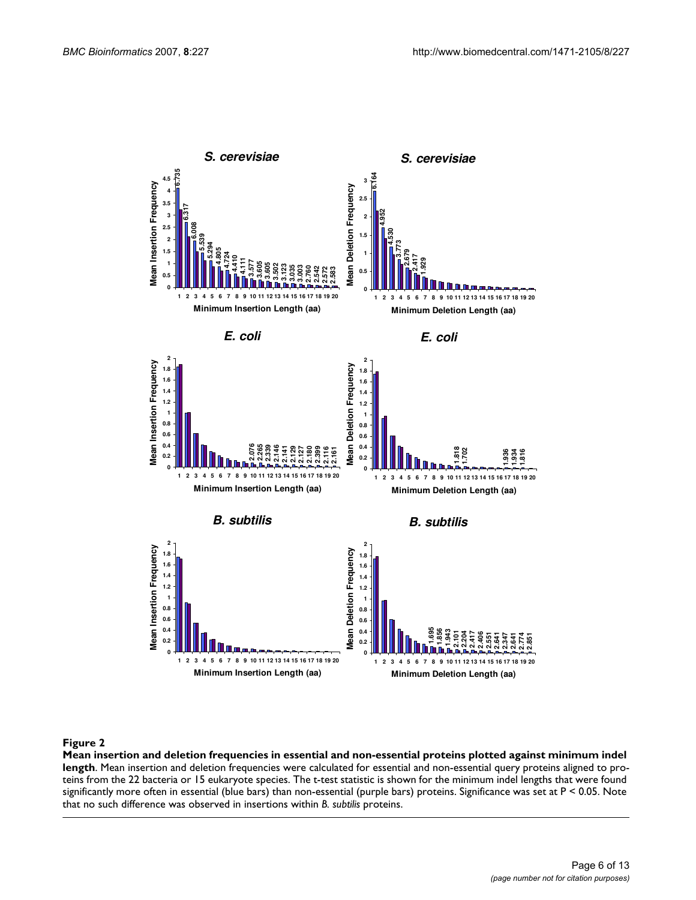**Figure 2**

**Mean insertion and deletion frequencies in essential and non-essential proteins plotted against minimum indel length**. Mean insertion and deletion frequencies were calculated for essential and non-essential query proteins aligned to proteins from the 22 bacteria or 15 eukaryote species. The t-test statistic is shown for the minimum indel lengths that were found significantly more often in essential (blue bars) than non-essential (purple bars) proteins. Significance was set at P < 0.05. Note that no such difference was observed in insertions within *B. subtilis* proteins.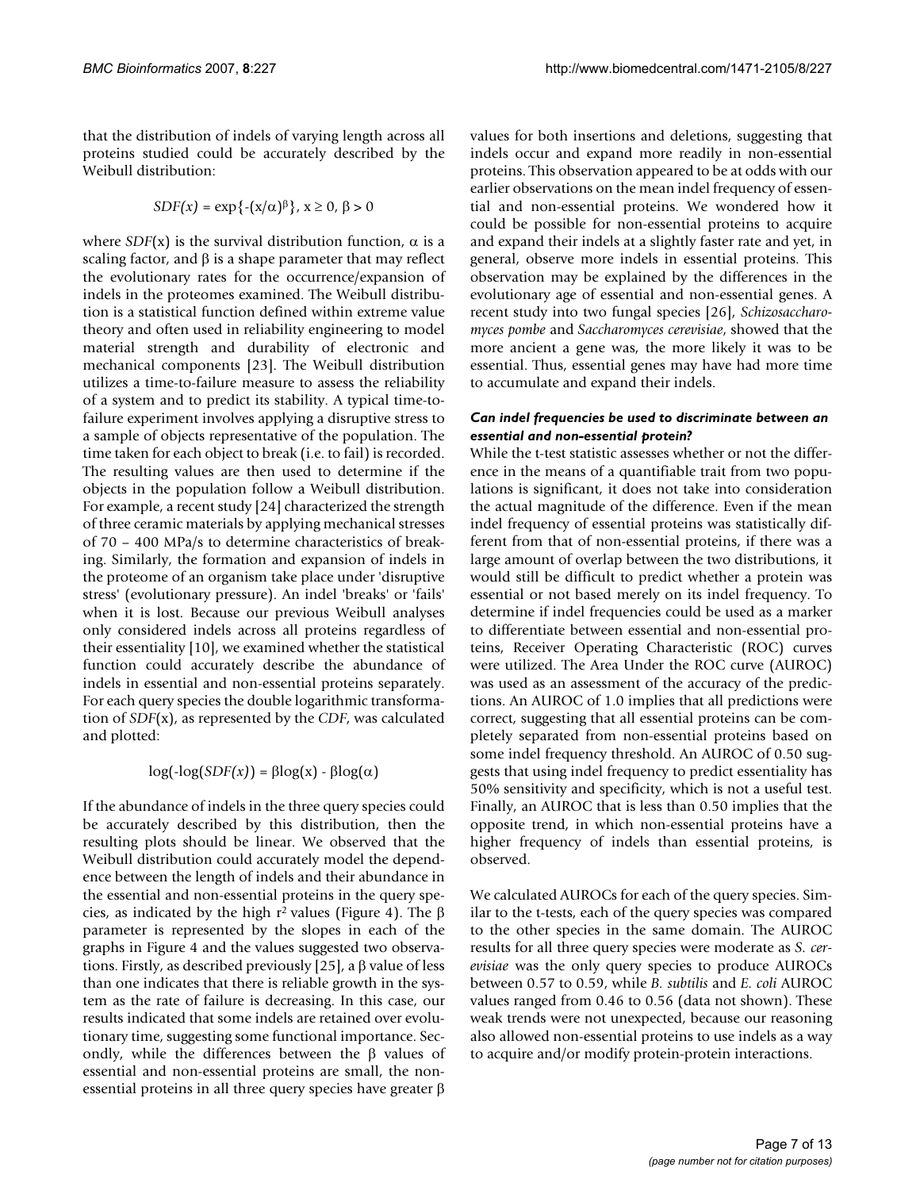that the distribution of indels of varying length across all proteins studied could be accurately described by the Weibull distribution:

$$SDF(x) = \exp\{-(x/\alpha)^{\beta}\},\ x \geq 0,\ \beta > 0$$

where $SDF(x)$ is the survival distribution function, $\alpha$ is a scaling factor, and $\beta$ is a shape parameter that may reflect the evolutionary rates for the occurrence/expansion of indels in the proteomes examined. The Weibull distribution is a statistical function defined within extreme value theory and often used in reliability engineering to model material strength and durability of electronic and mechanical components [23]. The Weibull distribution utilizes a time-to-failure measure to assess the reliability of a system and to predict its stability. A typical time-to-failure experiment involves applying a disruptive stress to a sample of objects representative of the population. The time taken for each object to break (i.e. to fail) is recorded. The resulting values are then used to determine if the objects in the population follow a Weibull distribution. For example, a recent study [24] characterized the strength of three ceramic materials by applying mechanical stresses of 70 – 400 MPa/s to determine characteristics of breaking. Similarly, the formation and expansion of indels in the proteome of an organism take place under 'disruptive stress' (evolutionary pressure). An indel 'breaks' or 'fails' when it is lost. Because our previous Weibull analyses only considered indels across all proteins regardless of their essentiality [10], we examined whether the statistical function could accurately describe the abundance of indels in essential and non-essential proteins separately. For each query species the double logarithmic transformation of $SDF(x)$, as represented by the *CDF*, was calculated and plotted:

$$\log(-\log(SDF(x)) = \beta\log(x) - \beta\log(\alpha)$$

If the abundance of indels in the three query species could be accurately described by this distribution, then the resulting plots should be linear. We observed that the Weibull distribution could accurately model the dependence between the length of indels and their abundance in the essential and non-essential proteins in the query species, as indicated by the high $r^2$ values (Figure 4). The $\beta$ parameter is represented by the slopes in each of the graphs in Figure 4 and the values suggested two observations. Firstly, as described previously [25], a $\beta$ value of less than one indicates that there is reliable growth in the system as the rate of failure is decreasing. In this case, our results indicated that some indels are retained over evolutionary time, suggesting some functional importance. Secondly, while the differences between the $\beta$ values of essential and non-essential proteins are small, the non-essential proteins in all three query species have greater $\beta$ values for both insertions and deletions, suggesting that indels occur and expand more readily in non-essential proteins. This observation appeared to be at odds with our earlier observations on the mean indel frequency of essential and non-essential proteins. We wondered how it could be possible for non-essential proteins to acquire and expand their indels at a slightly faster rate and yet, in general, observe more indels in essential proteins. This observation may be explained by the differences in the evolutionary age of essential and non-essential genes. A recent study into two fungal species [26], *Schizosaccharomyces pombe* and *Saccharomyces cerevisiae*, showed that the more ancient a gene was, the more likely it was to be essential. Thus, essential genes may have had more time to accumulate and expand their indels.

#### *Can indel frequencies be used to discriminate between an essential and non-essential protein?*

While the t-test statistic assesses whether or not the difference in the means of a quantifiable trait from two populations is significant, it does not take into consideration the actual magnitude of the difference. Even if the mean indel frequency of essential proteins was statistically different from that of non-essential proteins, if there was a large amount of overlap between the two distributions, it would still be difficult to predict whether a protein was essential or not based merely on its indel frequency. To determine if indel frequencies could be used as a marker to differentiate between essential and non-essential proteins, Receiver Operating Characteristic (ROC) curves were utilized. The Area Under the ROC curve (AUROC) was used as an assessment of the accuracy of the predictions. An AUROC of 1.0 implies that all predictions were correct, suggesting that all essential proteins can be completely separated from non-essential proteins based on some indel frequency threshold. An AUROC of 0.50 suggests that using indel frequency to predict essentiality has 50% sensitivity and specificity, which is not a useful test. Finally, an AUROC that is less than 0.50 implies that the opposite trend, in which non-essential proteins have a higher frequency of indels than essential proteins, is observed.

We calculated AUROCs for each of the query species. Similar to the t-tests, each of the query species was compared to the other species in the same domain. The AUROC results for all three query species were moderate as *S. cerevisiae* was the only query species to produce AUROCs between 0.57 to 0.59, while *B. subtilis* and *E. coli* AUROC values ranged from 0.46 to 0.56 (data not shown). These weak trends were not unexpected, because our reasoning also allowed non-essential proteins to use indels as a way to acquire and/or modify protein-protein interactions.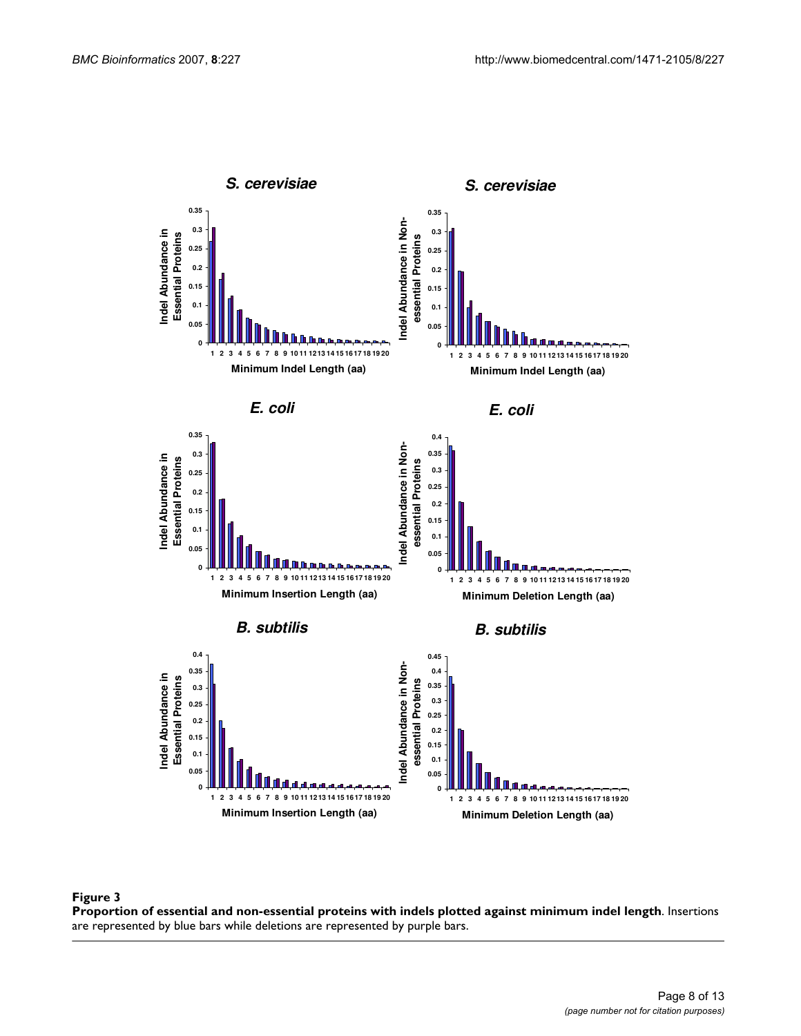**Figure 3**

**Proportion of essential and non-essential proteins with indels plotted against minimum indel length**. Insertions are represented by blue bars while deletions are represented by purple bars.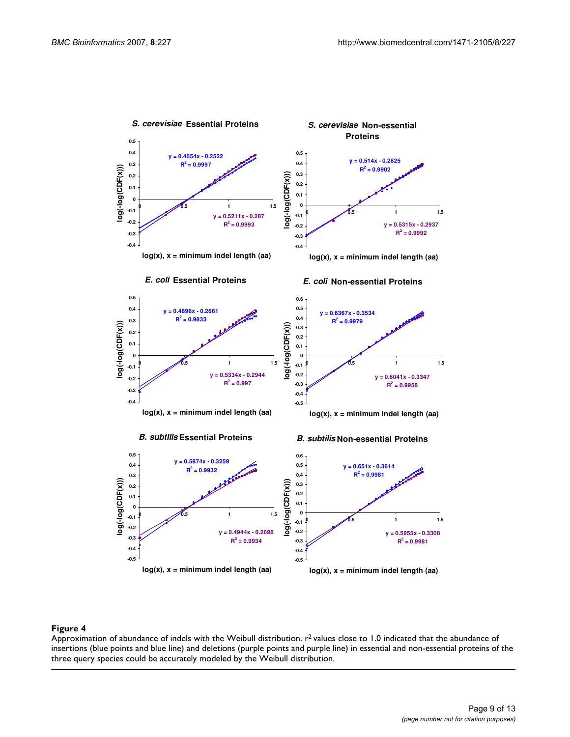**Figure 4**

Approximation of abundance of indels with the Weibull distribution. $r^2$ values close to 1.0 indicated that the abundance of insertions (blue points and blue line) and deletions (purple points and purple line) in essential and non-essential proteins of the three query species could be accurately modeled by the Weibull distribution.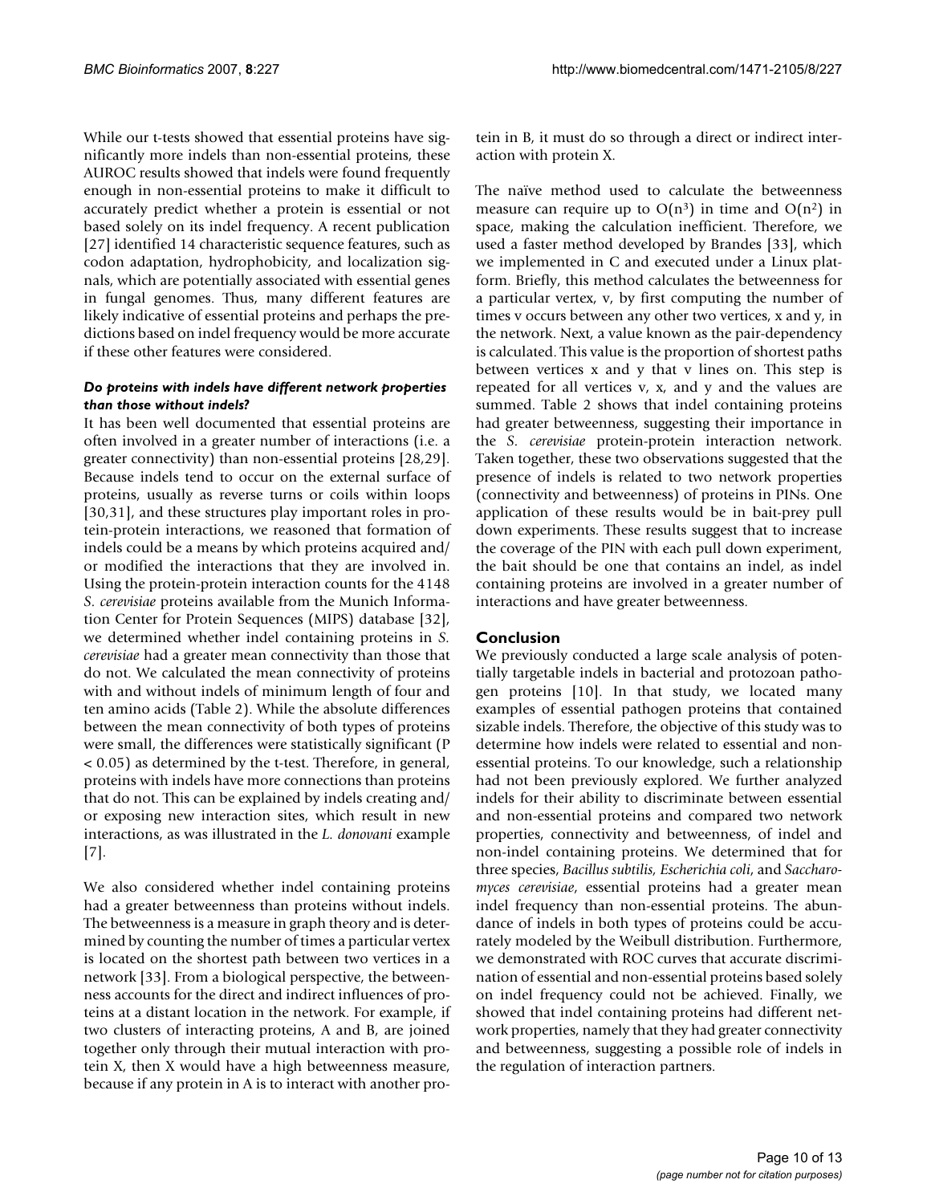While our t-tests showed that essential proteins have significantly more indels than non-essential proteins, these AUROC results showed that indels were found frequently enough in non-essential proteins to make it difficult to accurately predict whether a protein is essential or not based solely on its indel frequency. A recent publication [27] identified 14 characteristic sequence features, such as codon adaptation, hydrophobicity, and localization signals, which are potentially associated with essential genes in fungal genomes. Thus, many different features are likely indicative of essential proteins and perhaps the predictions based on indel frequency would be more accurate if these other features were considered.

#### *Do proteins with indels have different network properties than those without indels?*

It has been well documented that essential proteins are often involved in a greater number of interactions (i.e. a greater connectivity) than non-essential proteins [28,29]. Because indels tend to occur on the external surface of proteins, usually as reverse turns or coils within loops [30,31], and these structures play important roles in protein-protein interactions, we reasoned that formation of indels could be a means by which proteins acquired and/or modified the interactions that they are involved in. Using the protein-protein interaction counts for the 4148 *S. cerevisiae* proteins available from the Munich Information Center for Protein Sequences (MIPS) database [32], we determined whether indel containing proteins in *S. cerevisiae* had a greater mean connectivity than those that do not. We calculated the mean connectivity of proteins with and without indels of minimum length of four and ten amino acids (Table 2). While the absolute differences between the mean connectivity of both types of proteins were small, the differences were statistically significant ($P < 0.05$) as determined by the t-test. Therefore, in general, proteins with indels have more connections than proteins that do not. This can be explained by indels creating and/or exposing new interaction sites, which result in new interactions, as was illustrated in the *L. donovani* example [7].

We also considered whether indel containing proteins had a greater betweenness than proteins without indels. The betweenness is a measure in graph theory and is determined by counting the number of times a particular vertex is located on the shortest path between two vertices in a network [33]. From a biological perspective, the betweenness accounts for the direct and indirect influences of proteins at a distant location in the network. For example, if two clusters of interacting proteins, A and B, are joined together only through their mutual interaction with protein X, then X would have a high betweenness measure, because if any protein in A is to interact with another protein in B, it must do so through a direct or indirect interaction with protein X.

The naïve method used to calculate the betweenness measure can require up to $O(n^3)$ in time and $O(n^2)$ in space, making the calculation inefficient. Therefore, we used a faster method developed by Brandes [33], which we implemented in C and executed under a Linux platform. Briefly, this method calculates the betweenness for a particular vertex, v, by first computing the number of times v occurs between any other two vertices, x and y, in the network. Next, a value known as the pair-dependency is calculated. This value is the proportion of shortest paths between vertices x and y that v lines on. This step is repeated for all vertices v, x, and y and the values are summed. Table 2 shows that indel containing proteins had greater betweenness, suggesting their importance in the *S. cerevisiae* protein-protein interaction network. Taken together, these two observations suggested that the presence of indels is related to two network properties (connectivity and betweenness) of proteins in PINs. One application of these results would be in bait-prey pull down experiments. These results suggest that to increase the coverage of the PIN with each pull down experiment, the bait should be one that contains an indel, as indel containing proteins are involved in a greater number of interactions and have greater betweenness.

## Conclusion

We previously conducted a large scale analysis of potentially targetable indels in bacterial and protozoan pathogen proteins [10]. In that study, we located many examples of essential pathogen proteins that contained sizable indels. Therefore, the objective of this study was to determine how indels were related to essential and non-essential proteins. To our knowledge, such a relationship had not been previously explored. We further analyzed indels for their ability to discriminate between essential and non-essential proteins and compared two network properties, connectivity and betweenness, of indel and non-indel containing proteins. We determined that for three species, *Bacillus subtilis*, *Escherichia coli*, and *Saccharomyces cerevisiae*, essential proteins had a greater mean indel frequency than non-essential proteins. The abundance of indels in both types of proteins could be accurately modeled by the Weibull distribution. Furthermore, we demonstrated with ROC curves that accurate discrimination of essential and non-essential proteins based solely on indel frequency could not be achieved. Finally, we showed that indel containing proteins had different network properties, namely that they had greater connectivity and betweenness, suggesting a possible role of indels in the regulation of interaction partners.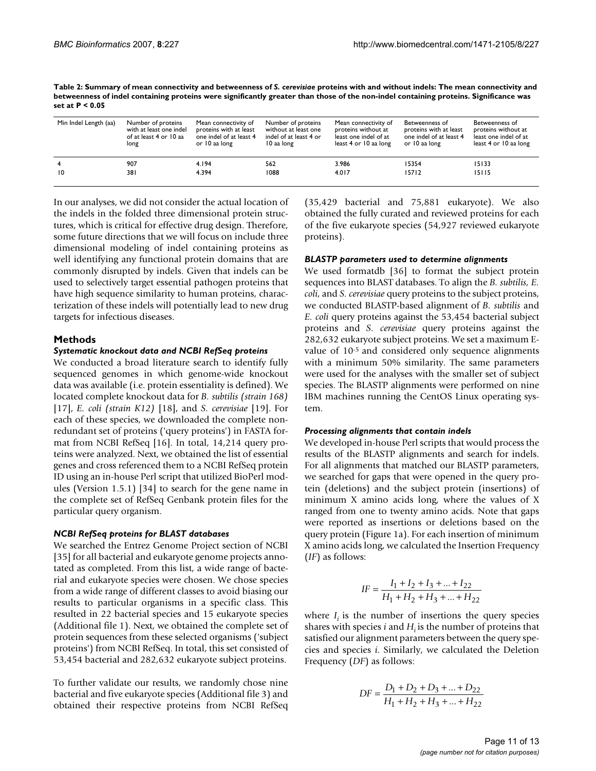**Table 2: Summary of mean connectivity and betweenness of *S. cerevisiae* proteins with and without indels: The mean connectivity and betweenness of indel containing proteins were significantly greater than those of the non-indel containing proteins. Significance was set at P < 0.05**

| Min Indel Length (aa) | Number of proteins with at least one indel of at least 4 or 10 aa long | Mean connectivity of proteins with at least one indel of at least 4 or 10 aa long | Number of proteins without at least one indel of at least 4 or 10 aa long | Mean connectivity of proteins without at least one indel of at least 4 or 10 aa long | Betweenness of proteins with at least one indel of at least 4 or 10 aa long | Betweenness of proteins without at least one indel of at least 4 or 10 aa long |
|---|---|---|---|---|---|---|
| 4 | 907 | 4.194 | 562 | 3.986 | 15354 | 15133 |
| 10 | 381 | 4.394 | 1088 | 4.017 | 15712 | 15115 |

In our analyses, we did not consider the actual location of the indels in the folded three dimensional protein structures, which is critical for effective drug design. Therefore, some future directions that we will focus on include three dimensional modeling of indel containing proteins as well identifying any functional protein domains that are commonly disrupted by indels. Given that indels can be used to selectively target essential pathogen proteins that have high sequence similarity to human proteins, characterization of these indels will potentially lead to new drug targets for infectious diseases.

## Methods

### *Systematic knockout data and NCBI RefSeq proteins*

We conducted a broad literature search to identify fully sequenced genomes in which genome-wide knockout data was available (i.e. protein essentiality is defined). We located complete knockout data for *B. subtilis (strain 168)* [17], *E. coli (strain K12)* [18], and *S. cerevisiae* [19]. For each of these species, we downloaded the complete non-redundant set of proteins ('query proteins') in FASTA format from NCBI RefSeq [16]. In total, 14,214 query proteins were analyzed. Next, we obtained the list of essential genes and cross referenced them to a NCBI RefSeq protein ID using an in-house Perl script that utilized BioPerl modules (Version 1.5.1) [34] to search for the gene name in the complete set of RefSeq Genbank protein files for the particular query organism.

### *NCBI RefSeq proteins for BLAST databases*

We searched the Entrez Genome Project section of NCBI [35] for all bacterial and eukaryote genome projects annotated as completed. From this list, a wide range of bacterial and eukaryote species were chosen. We chose species from a wide range of different classes to avoid biasing our results to particular organisms in a specific class. This resulted in 22 bacterial species and 15 eukaryote species (Additional file 1). Next, we obtained the complete set of protein sequences from these selected organisms ('subject proteins') from NCBI RefSeq. In total, this set consisted of 53,454 bacterial and 282,632 eukaryote subject proteins.

To further validate our results, we randomly chose nine bacterial and five eukaryote species (Additional file 3) and obtained their respective proteins from NCBI RefSeq (35,429 bacterial and 75,881 eukaryote). We also obtained the fully curated and reviewed proteins for each of the five eukaryote species (54,927 reviewed eukaryote proteins).

### *BLASTP parameters used to determine alignments*

We used formatdb [36] to format the subject protein sequences into BLAST databases. To align the *B. subtilis*, *E. coli*, and *S. cerevisiae* query proteins to the subject proteins, we conducted BLASTP-based alignment of *B. subtilis* and *E. coli* query proteins against the 53,454 bacterial subject proteins and *S. cerevisiae* query proteins against the 282,632 eukaryote subject proteins. We set a maximum E-value of $10^{-5}$ and considered only sequence alignments with a minimum 50% similarity. The same parameters were used for the analyses with the smaller set of subject species. The BLASTP alignments were performed on nine IBM machines running the CentOS Linux operating system.

### *Processing alignments that contain indels*

We developed in-house Perl scripts that would process the results of the BLASTP alignments and search for indels. For all alignments that matched our BLASTP parameters, we searched for gaps that were opened in the query protein (deletions) and the subject protein (insertions) of minimum X amino acids long, where the values of X ranged from one to twenty amino acids. Note that gaps were reported as insertions or deletions based on the query protein (Figure 1a). For each insertion of minimum X amino acids long, we calculated the Insertion Frequency (*IF*) as follows:

$$IF = \frac{I_1 + I_2 + I_3 + ... + I_{22}}{H_1 + H_2 + H_3 + ... + H_{22}}$$

where $I_i$ is the number of insertions the query species shares with species $i$ and $H_i$ is the number of proteins that satisfied our alignment parameters between the query species and species $i$. Similarly, we calculated the Deletion Frequency (*DF*) as follows:

$$DF = \frac{D_1 + D_2 + D_3 + ... + D_{22}}{H_1 + H_2 + H_3 + ... + H_{22}}$$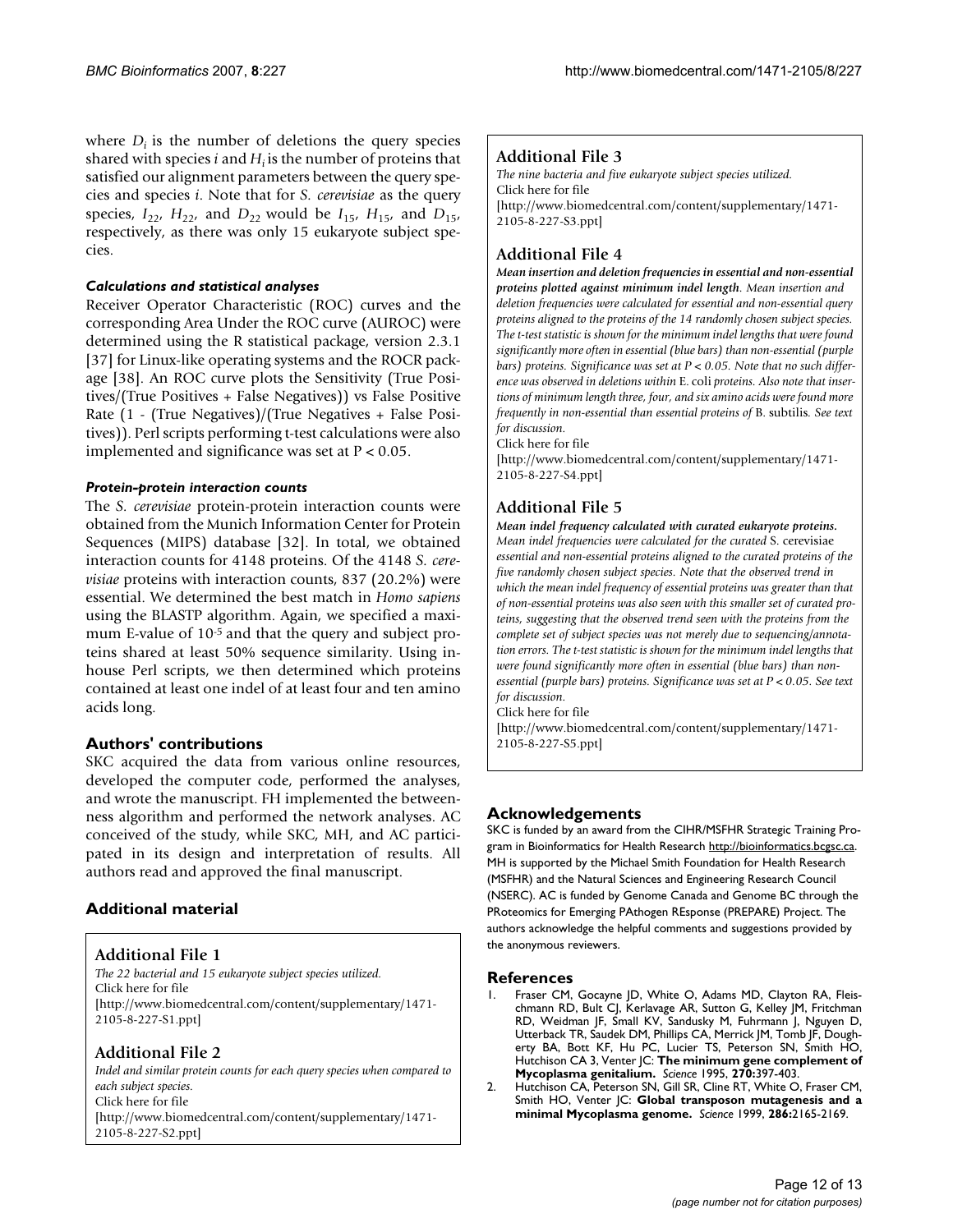where $D_i$ is the number of deletions the query species shared with species $i$ and $H_i$ is the number of proteins that satisfied our alignment parameters between the query species and species $i$. Note that for *S. cerevisiae* as the query species, $I_{22}$, $H_{22}$, and $D_{22}$ would be $I_{15}$, $H_{15}$, and $D_{15}$, respectively, as there was only 15 eukaryote subject species.

#### *Calculations and statistical analyses*

Receiver Operator Characteristic (ROC) curves and the corresponding Area Under the ROC curve (AUROC) were determined using the R statistical package, version 2.3.1 [37] for Linux-like operating systems and the ROCR package [38]. An ROC curve plots the Sensitivity (True Positives/(True Positives + False Negatives)) vs False Positive Rate (1 - (True Negatives)/(True Negatives + False Positives)). Perl scripts performing t-test calculations were also implemented and significance was set at $P < 0.05$.

#### *Protein-protein interaction counts*

The *S. cerevisiae* protein-protein interaction counts were obtained from the Munich Information Center for Protein Sequences (MIPS) database [32]. In total, we obtained interaction counts for 4148 proteins. Of the 4148 *S. cerevisiae* proteins with interaction counts, 837 (20.2%) were essential. We determined the best match in *Homo sapiens* using the BLASTP algorithm. Again, we specified a maximum E-value of $10^{-5}$ and that the query and subject proteins shared at least 50% sequence similarity. Using in-house Perl scripts, we then determined which proteins contained at least one indel of at least four and ten amino acids long.

## Authors' contributions

SKC acquired the data from various online resources, developed the computer code, performed the analyses, and wrote the manuscript. FH implemented the betweenness algorithm and performed the network analyses. AC conceived of the study, while SKC, MH, and AC participated in its design and interpretation of results. All authors read and approved the final manuscript.

## Additional material

### Additional File 1

*The 22 bacterial and 15 eukaryote subject species utilized.*
Click here for file
[http://www.biomedcentral.com/content/supplementary/1471-2105-8-227-S1.ppt]

### Additional File 2

*Indel and similar protein counts for each query species when compared to each subject species.*
Click here for file
[http://www.biomedcentral.com/content/supplementary/1471-2105-8-227-S2.ppt]

### Additional File 3

*The nine bacteria and five eukaryote subject species utilized.*
Click here for file
[http://www.biomedcentral.com/content/supplementary/1471-2105-8-227-S3.ppt]

### Additional File 4

***Mean insertion and deletion frequencies in essential and non-essential proteins plotted against minimum indel length****. Mean insertion and deletion frequencies were calculated for essential and non-essential query proteins aligned to the proteins of the 14 randomly chosen subject species. The t-test statistic is shown for the minimum indel lengths that were found significantly more often in essential (blue bars) than non-essential (purple bars) proteins. Significance was set at P < 0.05. Note that no such difference was observed in deletions within* E. coli *proteins. Also note that insertions of minimum length three, four, and six amino acids were found more frequently in non-essential than essential proteins of* B. subtilis*. See text for discussion.*
Click here for file
[http://www.biomedcentral.com/content/supplementary/1471-2105-8-227-S4.ppt]

### Additional File 5

***Mean indel frequency calculated with curated eukaryote proteins.*** *Mean indel frequencies were calculated for the curated* S. cerevisiae *essential and non-essential proteins aligned to the curated proteins of the five randomly chosen subject species. Note that the observed trend in which the mean indel frequency of essential proteins was greater than that of non-essential proteins was also seen with this smaller set of curated proteins, suggesting that the observed trend seen with the proteins from the complete set of subject species was not merely due to sequencing/annotation errors. The t-test statistic is shown for the minimum indel lengths that were found significantly more often in essential (blue bars) than non-essential (purple bars) proteins. Significance was set at P < 0.05. See text for discussion.*
Click here for file
[http://www.biomedcentral.com/content/supplementary/1471-2105-8-227-S5.ppt]

## Acknowledgements

SKC is funded by an award from the CIHR/MSFHR Strategic Training Program in Bioinformatics for Health Research http://bioinformatics.bcgsc.ca. MH is supported by the Michael Smith Foundation for Health Research (MSFHR) and the Natural Sciences and Engineering Research Council (NSERC). AC is funded by Genome Canada and Genome BC through the PRoteomics for Emerging PAthogen REsponse (PREPARE) Project. The authors acknowledge the helpful comments and suggestions provided by the anonymous reviewers.

## References

1. Fraser CM, Gocayne JD, White O, Adams MD, Clayton RA, Fleischmann RD, Bult CJ, Kerlavage AR, Sutton G, Kelley JM, Fritchman RD, Weidman JF, Small KV, Sandusky M, Fuhrmann J, Nguyen D, Utterback TR, Saudek DM, Phillips CA, Merrick JM, Tomb JF, Dougherty BA, Bott KF, Hu PC, Lucier TS, Peterson SN, Smith HO, Hutchison CA 3, Venter JC: **The minimum gene complement of Mycoplasma genitalium.** *Science* 1995, **270:**397-403.
2. Hutchison CA, Peterson SN, Gill SR, Cline RT, White O, Fraser CM, Smith HO, Venter JC: **Global transposon mutagenesis and a minimal Mycoplasma genome.** *Science* 1999, **286:**2165-2169.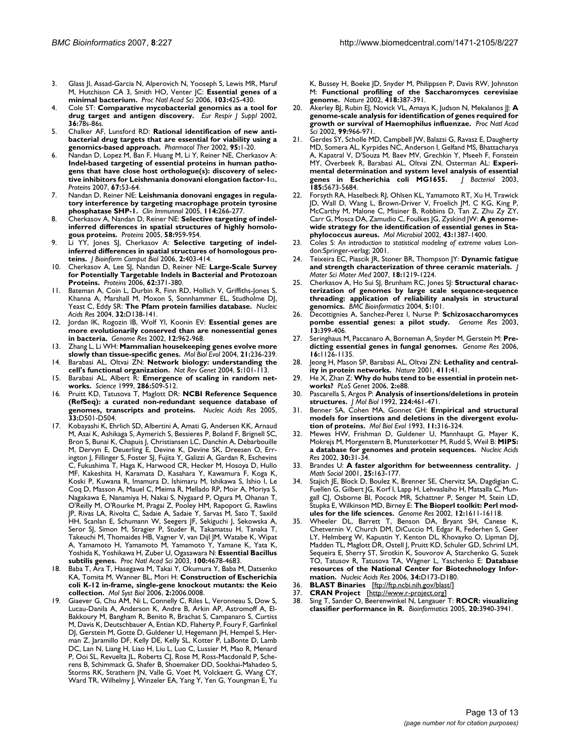3. Glass JI, Assad-Garcia N, Alperovich N, Yooseph S, Lewis MR, Maruf M, Hutchison CA 3, Smith HO, Venter JC: **Essential genes of a minimal bacterium.** *Proc Natl Acad Sci* 2006, **103:**425-430.
4. Cole ST: **Comparative mycobacterial genomics as a tool for drug target and antigen discovery.** *Eur Respir J Suppl* 2002, **36:**78s-86s.
5. Chalker AF, Lunsford RD: **Rational identification of new antibacterial drug targets that are essential for viability using a genomics-based approach.** *Pharmacol Ther* 2002, **95:**1-20.
6. Nandan D, Lopez M, Ban F, Huang M, Li Y, Reiner NE, Cherkasov A: **Indel-based targeting of essential proteins in human pathogens that have close host orthologue(s): discovery of selective inhibitors for Leishmania donovani elongation factor-1α.** *Proteins* 2007, **67:**53-64.
7. Nandan D, Reiner NE: **Leishmania donovani engages in regulatory interference by targeting macrophage protein tyrosine phosphatase SHP-1.** *Clin Immunol* 2005, **114:**266-277.
8. Cherkasov A, Nandan D, Reiner NE: **Selective targeting of indel-inferred differences in spatial structures of highly homologous proteins.** *Proteins* 2005, **58:**959-954.
9. Li YY, Jones SJ, Cherkasov A: **Selective targeting of indel-inferred differences in spatial structures of homologous proteins.** *J Bioinform Comput Biol* 2006, **2:**403-414.
10. Cherkasov A, Lee SJ, Nandan D, Reiner NE: **Large-Scale Survey for Potentially Targetable Indels in Bacterial and Protozoan Proteins.** *Proteins* 2006, **62:**371-380.
11. Bateman A, Coin L, Durbin R, Finn RD, Hollich V, Griffiths-Jones S, Khanna A, Marshall M, Moxon S, Sonnhammer EL, Studholme DJ, Yeast C, Eddy SR: **The Pfam protein families database.** *Nucleic Acids Res* 2004, **32:**D138-141.
12. Jordan IK, Rogozin IB, Wolf YI, Koonin EV: **Essential genes are more evolutionarily conserved than are nonessential genes in bacteria.** *Genome Res* 2002, **12:**962-968.
13. Zhang L, Li WH: **Mammalian housekeeping genes evolve more slowly than tissue-specific genes.** *Mol Biol Evol* 2004, **21:**236-239.
14. Barabasi AL, Oltvai ZN: **Network biology: understanding the cell's functional organization.** *Nat Rev Genet* 2004, **5:**101-113.
15. Barabasi AL, Albert R: **Emergence of scaling in random networks.** *Science* 1999, **286:**509-512.
16. Pruitt KD, Tatusova T, Maglott DR: **NCBI Reference Sequence (RefSeq): a curated non-redundant sequence database of genomes, transcripts and proteins.** *Nucleic Acids Res* 2005, **33:**D501-D504.
17. Kobayashi K, Ehrlich SD, Albertini A, Amati G, Andersen KK, Arnaud M, Asai K, Ashikaga S, Aymerich S, Bessieres P, Boland F, Brignell SC, Bron S, Bunai K, Chapuis J, Christiansen LC, Danchin A, Debarbouille M, Dervyn E, Deuerling E, Devine K, Devine SK, Dreesen O, Errington J, Fillinger S, Foster SJ, Fujita Y, Galizzi A, Gardan R, Eschevins C, Fukushima T, Haga K, Harwood CR, Hecker M, Hosoya D, Hullo MF, Kakeshita H, Karamata D, Kasahara Y, Kawamura F, Koga K, Koski P, Kuwana R, Imamura D, Ishimaru M, Ishikawa S, Ishio I, Le Coq D, Masson A, Mauel C, Meima R, Mellado RP, Moir A, Moriya S, Nagakawa E, Nanamiya H, Nakai S, Nygaard P, Ogura M, Ohanan T, O'Reilly M, O'Rourke M, Pragai Z, Pooley HM, Rapoport G, Rawlins JP, Rivas LA, Rivolta C, Sadaie A, Sadaie Y, Sarvas M, Sato T, Saxild HH, Scanlan E, Schumann W, Seegers JF, Sekiguchi J, Sekowska A, Seror SJ, Simon M, Stragier P, Studer R, Takamatsu H, Tanaka T, Takeuchi M, Thomaides HB, Vagner V, van Dijl JM, Watabe K, Wipat A, Yamamoto H, Yamamoto M, Yamamoto Y, Yamane K, Yata K, Yoshida K, Yoshikawa H, Zuber U, Ogasawara N: **Essential Bacillus subtilis genes.** *Proc Natl Acad Sci* 2003, **100:**4678-4683.
18. Baba T, Ara T, Hasegawa M, Takai Y, Okumura Y, Baba M, Datsenko KA, Tomita M, Wanner BL, Mori H: **Construction of Escherichia coli K-12 in-frame, single-gene knockout mutants: the Keio collection.** *Mol Syst Biol* 2006, **2:**2006.0008.
19. Giaever G, Chu AM, Ni L, Connelly C, Riles L, Veronneau S, Dow S, Lucau-Danila A, Anderson K, Andre B, Arkin AP, Astromoff A, El-Bakkoury M, Bangham R, Benito R, Brachat S, Campanaro S, Curtiss M, Davis K, Deutschbauer A, Entian KD, Flaherty P, Foury F, Garfinkel DJ, Gerstein M, Gotte D, Guldener U, Hegemann JH, Hempel S, Herman Z, Jaramillo DF, Kelly DE, Kelly SL, Kotter P, LaBonte D, Lamb DC, Lan N, Liang H, Liao H, Liu L, Luo C, Lussier M, Mao R, Menard P, Ooi SL, Revuelta JL, Roberts CJ, Rose M, Ross-Macdonald P, Scherens B, Schimmack G, Shafer B, Shoemaker DD, Sookhai-Mahadeo S, Storms RK, Strathern JN, Valle G, Voet M, Volckaert G, Wang CY, Ward TR, Wilhelmy J, Winzeler EA, Yang Y, Yen G, Youngman E, Yu K, Bussey H, Boeke JD, Snyder M, Philippsen P, Davis RW, Johnston M: **Functional profiling of the Saccharomyces cerevisiae genome.** *Nature* 2002, **418:**387-391.
20. Akerley BJ, Rubin EJ, Novick VL, Amaya K, Judson N, Mekalanos JJ: **A genome-scale analysis for identification of genes required for growth or survival of Haemophilus influenzae.** *Proc Natl Acad Sci* 2002, **99:**966-971.
21. Gerdes SY, Scholle MD, Campbell JW, Balazsi G, Ravasz E, Daugherty MD, Somera AL, Kyrpides NC, Anderson I, Gelfand MS, Bhattacharya A, Kapatral V, D'Souza M, Baev MV, Grechkin Y, Mseeh F, Fonstein MY, Overbeek R, Barabasi AL, Oltvai ZN, Osterman AL: **Experimental determination and system level analysis of essential genes in Escherichia coli MG1655.** *J Bacteriol* 2003, **185:**5673-5684.
22. Forsyth RA, Haselbeck RJ, Ohlsen KL, Yamamoto RT, Xu H, Trawick JD, Wall D, Wang L, Brown-Driver V, Froelich JM, C KG, King P, McCarthy M, Malone C, Misiner B, Robbins D, Tan Z, Zhu Zy ZY, Carr G, Mosca DA, Zamudio C, Foulkes JG, Zyskind JW: **A genome-wide strategy for the identification of essential genes in Staphylococcus aureus.** *Mol Microbiol* 2002, **43:**1387-1400.
23. Coles S: *An introduction to statistical modeling of extreme values* London:Springer-verlag; 2001.
24. Teixeira EC, Piascik JR, Stoner BR, Thompson JY: **Dynamic fatigue and strength characterization of three ceramic materials.** *J Mater Sci Mater Med* 2007, **18:**1219-1224.
25. Cherkasov A, Ho Sui SJ, Brunham RC, Jones SJ: **Structural characterization of genomes by large scale sequence-sequence threading: application of reliability analysis in structural genomics.** *BMC Bioinformatics* 2004, **5:**101.
26. Decottignies A, Sanchez-Perez I, Nurse P: **Schizosaccharomyces pombe essential genes: a pilot study.** *Genome Res* 2003, **13:**399-406.
27. Seringhaus M, Paccanaro A, Borneman A, Snyder M, Gerstein M: **Predicting essential genes in fungal genomes.** *Genome Res* 2006, **16:**1126-1135.
28. Jeong H, Mason SP, Barabasi AL, Oltvai ZN: **Lethality and centrality in protein networks.** *Nature* 2001, **411:**41.
29. He X, Zhan Z: **Why do hubs tend to be essential in protein networks?** *PLoS Genet* 2006, **2:**e88.
30. Pascarella S, Argos P: **Analysis of insertions/deletions in protein structures.** *J Mol Biol* 1992, **224:**461-471.
31. Benner SA, Cohen MA, Gonnet GH: **Empirical and structural models for insertions and deletions in the divergent evolution of proteins.** *Mol Biol Evol* 1993, **11:**316-324.
32. Mewes HW, Frishman D, Guldener U, Mannhaupt G, Mayer K, Mokrejs M, Morgenstern B, Munsterkotter M, Rudd S, Weil B: **MIPS: a database for genomes and protein sequences.** *Nucleic Acids Res* 2002, **30:**31-34.
33. Brandes U: **A faster algorithm for betweenness centrality.** *J Math Sociol* 2001, **25:**163-177.
34. Stajich JE, Block D, Boulez K, Brenner SE, Chervitz SA, Dagdigian C, Fuellen G, Gilbert JG, Korf I, Lapp H, Lehvaslaiho H, Matsalla C, Mungall CJ, Osborne BI, Pocock MR, Schattner P, Senger M, Stein LD, Stupka E, Wilkinson MD, Birney E: **The Bioperl toolkit: Perl modules for the life sciences.** *Genome Res* 2002, **12:**1611-16118.
35. Wheeler DL, Barrett T, Benson DA, Bryant SH, Canese K, Chetvernin V, Church DM, DiCuccio M, Edgar R, Federhen S, Geer LY, Helmberg W, Kapustin Y, Kenton DL, Khovayko O, Lipman DJ, Madden TL, Maglott DR, Ostell J, Pruitt KD, Schuler GD, Schriml LM, Sequeira E, Sherry ST, Sirotkin K, Souvorov A, Starchenko G, Suzek TO, Tatusov R, Tatusova TA, Wagner L, Yaschenko E: **Database resources of the National Center for Biotechnology Information.** *Nucleic Acids Res* 2006, **34:**D173-D180.
36. **BLAST Binaries** [ftp://ftp.ncbi.nih.gov/blast/]
37. **CRAN Project** [http://www.r-project.org]
38. Sing T, Sander O, Beerenwinkel N, Lengauer T: **ROCR: visualizing classifier performance in R.** *Bioinformatics* 2005, **20:**3940-3941.